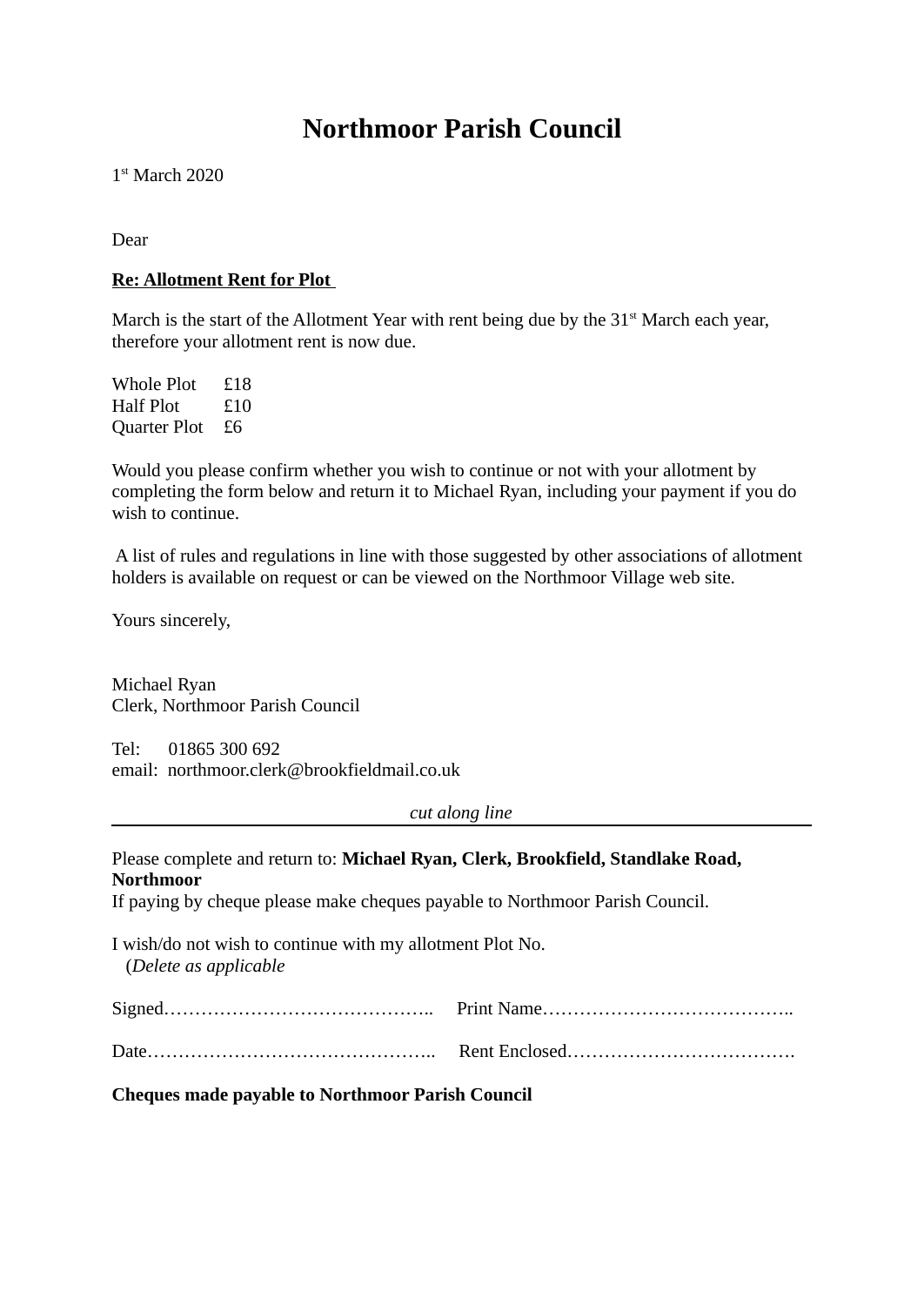# Northmoor Parish Council

1st March 2020

Dear

**Re: Allotment Rent for Plot**

March is the start of the Allotment Year with rent being due by the 31st March each year, therefore your allotment rent is now due.

Whole Plot £18  
Half Plot £10  
Quarter Plot £6

Would you please confirm whether you wish to continue or not with your allotment by completing the form below and return it to Michael Ryan, including your payment if you do wish to continue.

A list of rules and regulations in line with those suggested by other associations of allotment holders is available on request or can be viewed on the Northmoor Village web site.

Yours sincerely,

Michael Ryan  
Clerk, Northmoor Parish Council

Tel: 01865 300 692  
email: northmoor.clerk@brookfieldmail.co.uk

*cut along line*

---

Please complete and return to: **Michael Ryan, Clerk, Brookfield, Standlake Road, Northmoor**  
If paying by cheque please make cheques payable to Northmoor Parish Council.

I wish/do not wish to continue with my allotment Plot No.  
(*Delete as applicable*

Signed…………………………………….. Print Name…………………………………..

Date……………………………………….. Rent Enclosed……………………………….

**Cheques made payable to Northmoor Parish Council**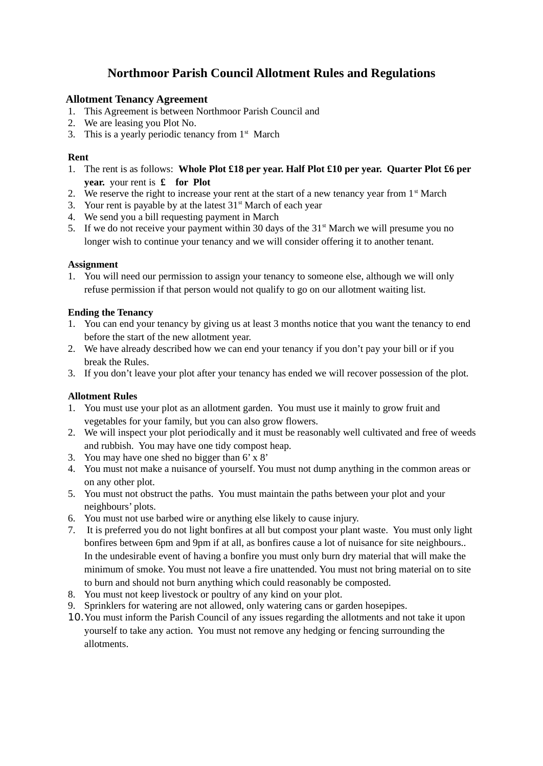# Northmoor Parish Council Allotment Rules and Regulations

## Allotment Tenancy Agreement

1. This Agreement is between Northmoor Parish Council and
2. We are leasing you Plot No.
3. This is a yearly periodic tenancy from 1st March

### Rent

1. The rent is as follows: **Whole Plot £18 per year. Half Plot £10 per year. Quarter Plot £6 per year.** your rent is **£ for Plot**
2. We reserve the right to increase your rent at the start of a new tenancy year from 1st March
3. Your rent is payable by at the latest 31st March of each year
4. We send you a bill requesting payment in March
5. If we do not receive your payment within 30 days of the 31st March we will presume you no longer wish to continue your tenancy and we will consider offering it to another tenant.

### Assignment

1. You will need our permission to assign your tenancy to someone else, although we will only refuse permission if that person would not qualify to go on our allotment waiting list.

### Ending the Tenancy

1. You can end your tenancy by giving us at least 3 months notice that you want the tenancy to end before the start of the new allotment year.
2. We have already described how we can end your tenancy if you don't pay your bill or if you break the Rules.
3. If you don't leave your plot after your tenancy has ended we will recover possession of the plot.

### Allotment Rules

1. You must use your plot as an allotment garden. You must use it mainly to grow fruit and vegetables for your family, but you can also grow flowers.
2. We will inspect your plot periodically and it must be reasonably well cultivated and free of weeds and rubbish. You may have one tidy compost heap.
3. You may have one shed no bigger than 6' x 8'
4. You must not make a nuisance of yourself. You must not dump anything in the common areas or on any other plot.
5. You must not obstruct the paths. You must maintain the paths between your plot and your neighbours' plots.
6. You must not use barbed wire or anything else likely to cause injury.
7. It is preferred you do not light bonfires at all but compost your plant waste. You must only light bonfires between 6pm and 9pm if at all, as bonfires cause a lot of nuisance for site neighbours.. In the undesirable event of having a bonfire you must only burn dry material that will make the minimum of smoke. You must not leave a fire unattended. You must not bring material on to site to burn and should not burn anything which could reasonably be composted.
8. You must not keep livestock or poultry of any kind on your plot.
9. Sprinklers for watering are not allowed, only watering cans or garden hosepipes.
10. You must inform the Parish Council of any issues regarding the allotments and not take it upon yourself to take any action. You must not remove any hedging or fencing surrounding the allotments.